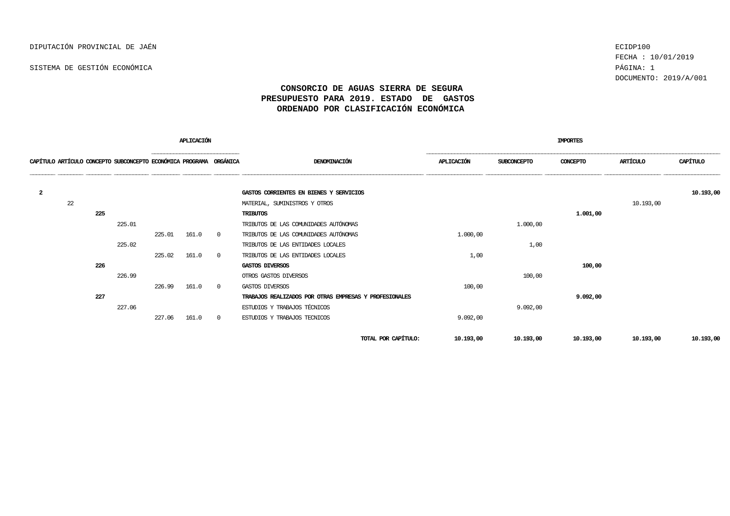DIPUTACIÓN PROVINCIAL DE JAÉN

SISTEMA DE GESTIÓN ECONÓMICA

ECIDP100
FECHA : 10/01/2019
DOCUMENTO: 2019/A/001

# CONSORCIO DE AGUAS SIERRA DE SEGURA
## PRESUPUESTO PARA 2019. ESTADO DE GASTOS
## ORDENADO POR CLASIFICACIÓN ECONÓMICA

| APLICACIÓN | | | | | | | | IMPORTES | | | | |
|---|---|---|---|---|---|---|---|---|---|---|---|---|
| CAPÍTULO | ARTÍCULO | CONCEPTO | SUBCONCEPTO | ECONÓMICA | PROGRAMA | ORGÁNICA | DENOMINACIÓN | APLICACIÓN | SUBCONCEPTO | CONCEPTO | ARTÍCULO | CAPÍTULO |
| **2** | | | | | | | **GASTOS CORRIENTES EN BIENES Y SERVICIOS** | | | | | **10.193,00** |
| | 22 | | | | | | MATERIAL, SUMINISTROS Y OTROS | | | | 10.193,00 | |
| | | **225** | | | | | **TRIBUTOS** | | | **1.001,00** | | |
| | | | 225.01 | | | | TRIBUTOS DE LAS COMUNIDADES AUTÓNOMAS | | 1.000,00 | | | |
| | | | | 225.01 | 161.0 | 0 | TRIBUTOS DE LAS COMUNIDADES AUTÓNOMAS | 1.000,00 | | | | |
| | | | 225.02 | | | | TRIBUTOS DE LAS ENTIDADES LOCALES | | 1,00 | | | |
| | | | | 225.02 | 161.0 | 0 | TRIBUTOS DE LAS ENTIDADES LOCALES | 1,00 | | | | |
| | | **226** | | | | | **GASTOS DIVERSOS** | | | **100,00** | | |
| | | | 226.99 | | | | OTROS GASTOS DIVERSOS | | 100,00 | | | |
| | | | | 226.99 | 161.0 | 0 | GASTOS DIVERSOS | 100,00 | | | | |
| | | **227** | | | | | **TRABAJOS REALIZADOS POR OTRAS EMPRESAS Y PROFESIONALES** | | | **9.092,00** | | |
| | | | 227.06 | | | | ESTUDIOS Y TRABAJOS TÉCNICOS | | 9.092,00 | | | |
| | | | | 227.06 | 161.0 | 0 | ESTUDIOS Y TRABAJOS TECNICOS | 9.092,00 | | | | |
| | | | | | | | **TOTAL POR CAPÍTULO:** | **10.193,00** | **10.193,00** | **10.193,00** | **10.193,00** | **10.193,00** |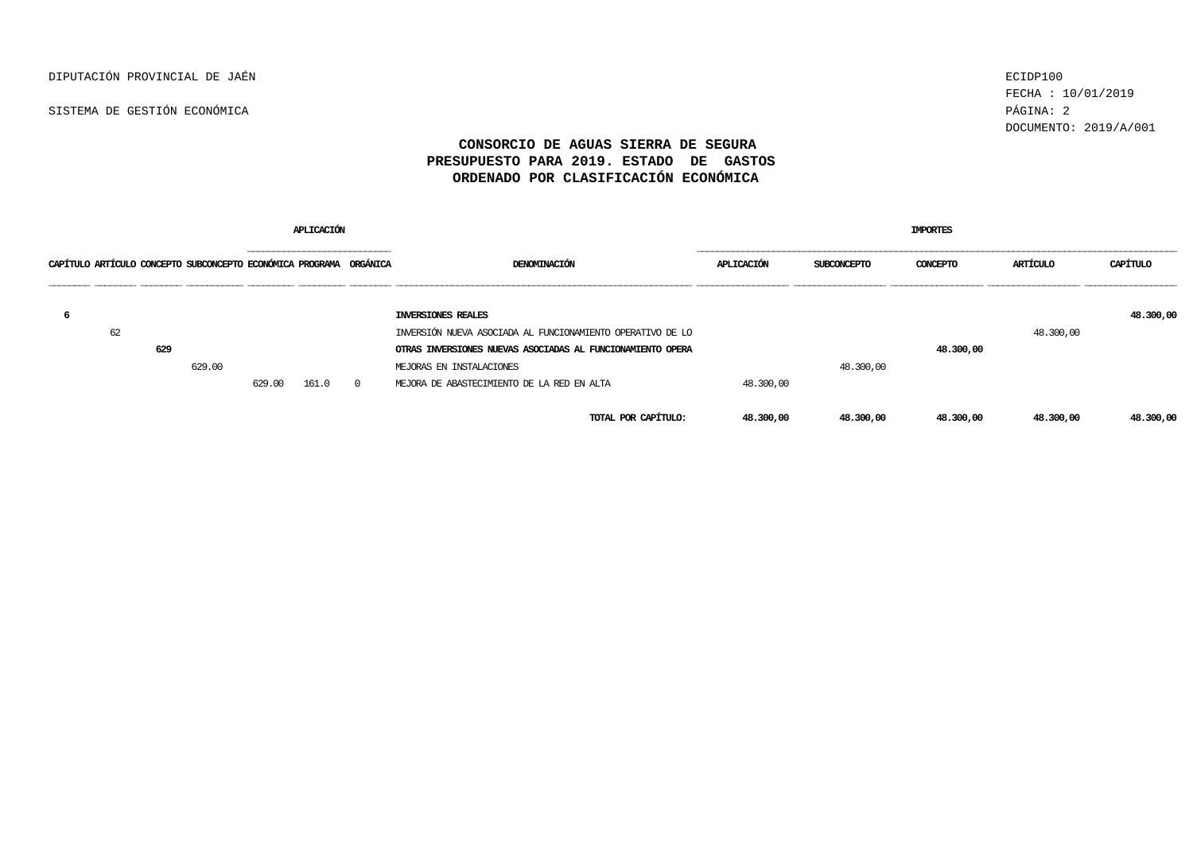DIPUTACIÓN PROVINCIAL DE JAÉN

SISTEMA DE GESTIÓN ECONÓMICA

ECIDP100
FECHA : 10/01/2019
DOCUMENTO: 2019/A/001

# CONSORCIO DE AGUAS SIERRA DE SEGURA
## PRESUPUESTO PARA 2019. ESTADO DE GASTOS
## ORDENADO POR CLASIFICACIÓN ECONÓMICA

| APLICACIÓN | | | | | | | | IMPORTES | | | | |
|---|---|---|---|---|---|---|---|---|---|---|---|---|
| CAPÍTULO | ARTÍCULO | CONCEPTO | SUBCONCEPTO | ECONÓMICA | PROGRAMA | ORGÁNICA | DENOMINACIÓN | APLICACIÓN | SUBCONCEPTO | CONCEPTO | ARTÍCULO | CAPÍTULO |
| **6** | | | | | | | **INVERSIONES REALES** | | | | | **48.300,00** |
| | 62 | | | | | | INVERSIÓN NUEVA ASOCIADA AL FUNCIONAMIENTO OPERATIVO DE LO | | | | 48.300,00 | |
| | | **629** | | | | | **OTRAS INVERSIONES NUEVAS ASOCIADAS AL FUNCIONAMIENTO OPERA** | | | **48.300,00** | | |
| | | | 629.00 | | | | MEJORAS EN INSTALACIONES | | 48.300,00 | | | |
| | | | | 629.00 | 161.0 | 0 | MEJORA DE ABASTECIMIENTO DE LA RED EN ALTA | 48.300,00 | | | | |
| | | | | | | | **TOTAL POR CAPÍTULO:** | **48.300,00** | **48.300,00** | **48.300,00** | **48.300,00** | **48.300,00** |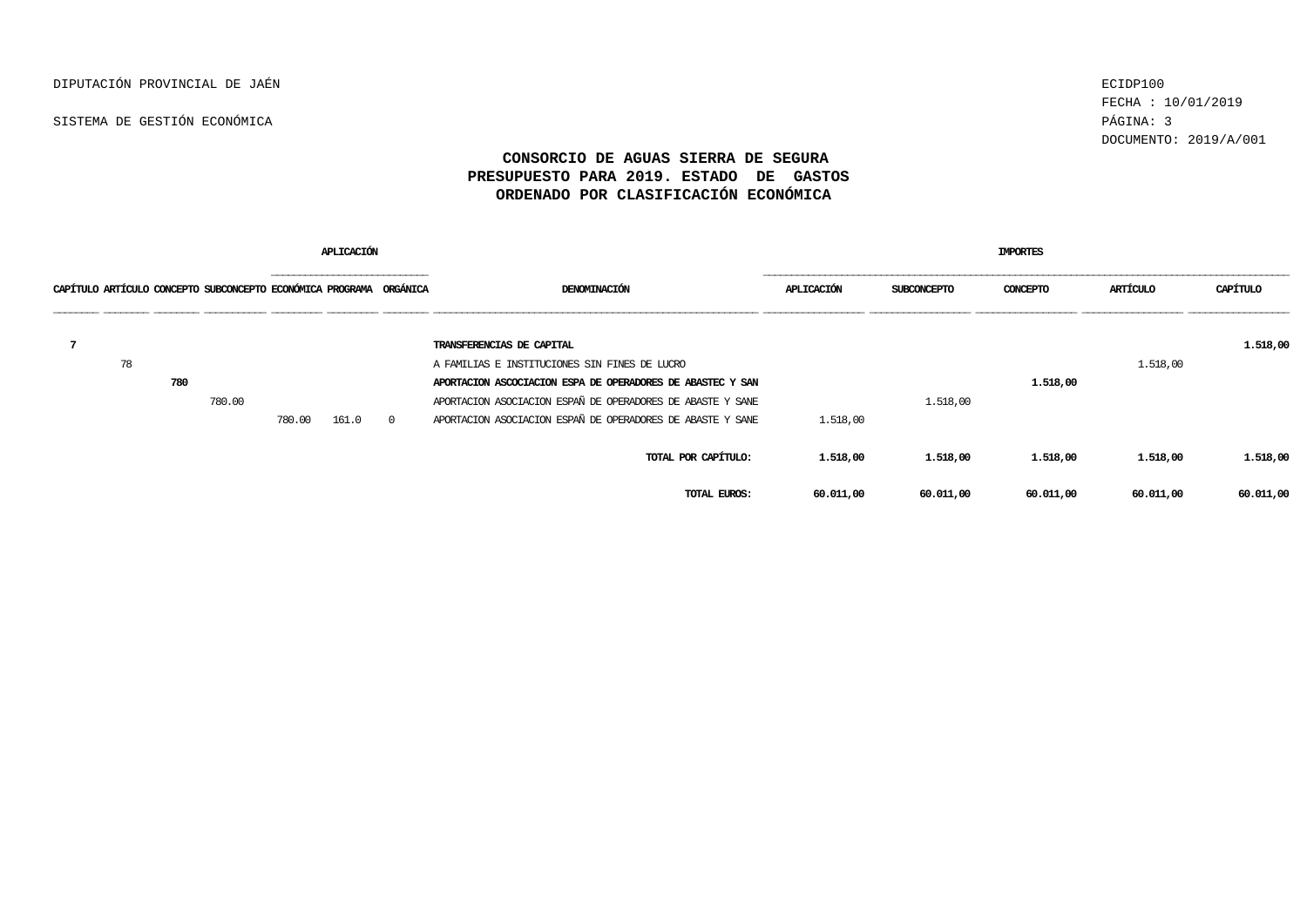DIPUTACIÓN PROVINCIAL DE JAÉN

SISTEMA DE GESTIÓN ECONÓMICA

ECIDP100
FECHA : 10/01/2019
DOCUMENTO: 2019/A/001

# CONSORCIO DE AGUAS SIERRA DE SEGURA
## PRESUPUESTO PARA 2019. ESTADO DE GASTOS
## ORDENADO POR CLASIFICACIÓN ECONÓMICA

| APLICACIÓN | | | | | | | | IMPORTES | | | | |
|---|---|---|---|---|---|---|---|---|---|---|---|---|
| CAPÍTULO | ARTÍCULO | CONCEPTO | SUBCONCEPTO | ECONÓMICA | PROGRAMA | ORGÁNICA | DENOMINACIÓN | APLICACIÓN | SUBCONCEPTO | CONCEPTO | ARTÍCULO | CAPÍTULO |
| **7** | | | | | | | **TRANSFERENCIAS DE CAPITAL** | | | | | **1.518,00** |
| | 78 | | | | | | A FAMILIAS E INSTITUCIONES SIN FINES DE LUCRO | | | | 1.518,00 | |
| | | **780** | | | | | **APORTACION ASOCIACION ESPA DE OPERADORES DE ABASTEC Y SAN** | | | **1.518,00** | | |
| | | | 780.00 | | | | APORTACION ASOCIACION ESPAÑ DE OPERADORES DE ABASTE Y SANE | | 1.518,00 | | | |
| | | | | 780.00 | 161.0 | 0 | APORTACION ASOCIACION ESPAÑ DE OPERADORES DE ABASTE Y SANE | 1.518,00 | | | | |
| | | | | | | | **TOTAL POR CAPÍTULO:** | **1.518,00** | **1.518,00** | **1.518,00** | **1.518,00** | **1.518,00** |
| | | | | | | | **TOTAL EUROS:** | **60.011,00** | **60.011,00** | **60.011,00** | **60.011,00** | **60.011,00** |